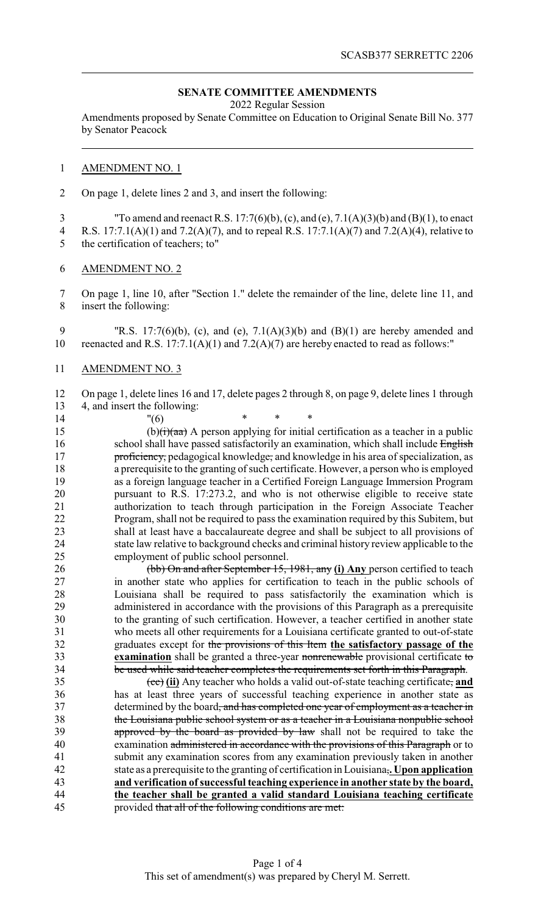**SENATE COMMITTEE AMENDMENTS**

2022 Regular Session

Amendments proposed by Senate Committee on Education to Original Senate Bill No. 377 by Senator Peacock

AMENDMENT NO. 1

On page 1, delete lines 2 and 3, and insert the following:

"To amend and reenact R.S. 17:7(6)(b), (c), and (e), 7.1(A)(3)(b) and (B)(1), to enact R.S. 17:7.1(A)(1) and 7.2(A)(7), and to repeal R.S. 17:7.1(A)(7) and 7.2(A)(4), relative to the certification of teachers; to"

AMENDMENT NO. 2

On page 1, line 10, after "Section 1." delete the remainder of the line, delete line 11, and insert the following:

"R.S. 17:7(6)(b), (c), and (e), 7.1(A)(3)(b) and (B)(1) are hereby amended and reenacted and R.S. 17:7.1(A)(1) and 7.2(A)(7) are hereby enacted to read as follows:"

AMENDMENT NO. 3

On page 1, delete lines 16 and 17, delete pages 2 through 8, on page 9, delete lines 1 through 4, and insert the following:

"(6) * * *

(b)~~(i)(aa)~~ A person applying for initial certification as a teacher in a public school shall have passed satisfactorily an examination, which shall include ~~English proficiency,~~ pedagogical knowledge~~,~~ and knowledge in his area of specialization, as a prerequisite to the granting of such certificate. However, a person who is employed as a foreign language teacher in a Certified Foreign Language Immersion Program pursuant to R.S. 17:273.2, and who is not otherwise eligible to receive state authorization to teach through participation in the Foreign Associate Teacher Program, shall not be required to pass the examination required by this Subitem, but shall at least have a baccalaureate degree and shall be subject to all provisions of state law relative to background checks and criminal history review applicable to the employment of public school personnel.

~~(bb) On and after September 15, 1981, any~~ **(i) Any** person certified to teach in another state who applies for certification to teach in the public schools of Louisiana shall be required to pass satisfactorily the examination which is administered in accordance with the provisions of this Paragraph as a prerequisite to the granting of such certification. However, a teacher certified in another state who meets all other requirements for a Louisiana certificate granted to out-of-state graduates except for ~~the provisions of this Item~~ **the satisfactory passage of the examination** shall be granted a three-year ~~nonrenewable~~ provisional certificate ~~to be used while said teacher completes the requirements set forth in this Paragraph~~.

~~(cc)~~ **(ii)** Any teacher who holds a valid out-of-state teaching certificate~~,~~ **and** has at least three years of successful teaching experience in another state as determined by the board~~, and has completed one year of employment as a teacher in the Louisiana public school system or as a teacher in a Louisiana nonpublic school approved by the board as provided by law~~ shall not be required to take the examination ~~administered in accordance with the provisions of this Paragraph~~ or to submit any examination scores from any examination previously taken in another state as a prerequisite to the granting of certification in Louisiana~~,~~**. Upon application and verification of successful teaching experience in another state by the board, the teacher shall be granted a valid standard Louisiana teaching certificate** provided ~~that all of the following conditions are met:~~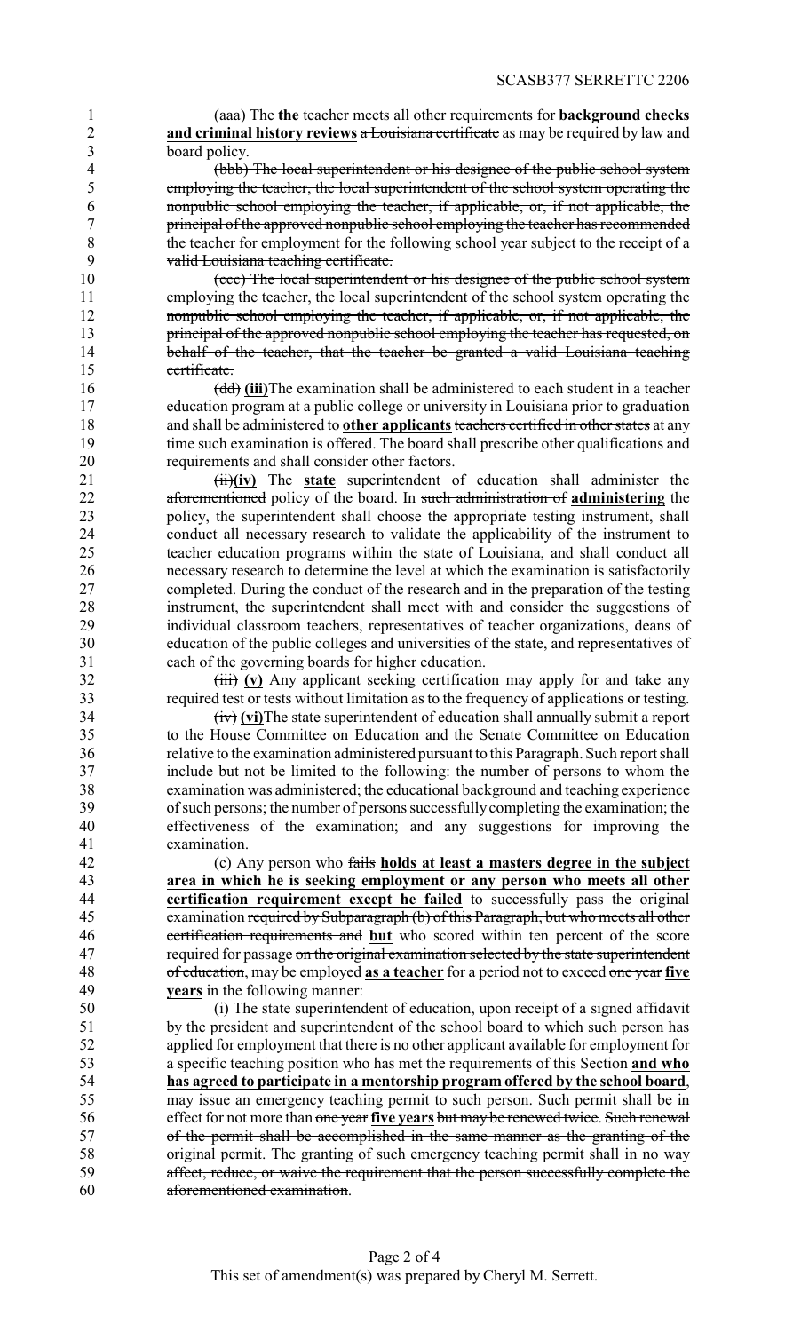(aaa) ~~The~~ **the** teacher meets all other requirements for **background checks and criminal history reviews** ~~a Louisiana certificate~~ as may be required by law and board policy.

~~(bbb) The local superintendent or his designee of the public school system employing the teacher, the local superintendent of the school system operating the nonpublic school employing the teacher, if applicable, or, if not applicable, the principal of the approved nonpublic school employing the teacher has recommended the teacher for employment for the following school year subject to the receipt of a valid Louisiana teaching certificate.~~

~~(ccc) The local superintendent or his designee of the public school system employing the teacher, the local superintendent of the school system operating the nonpublic school employing the teacher, if applicable, or, if not applicable, the principal of the approved nonpublic school employing the teacher has requested, on behalf of the teacher, that the teacher be granted a valid Louisiana teaching certificate.~~

~~(dd)~~ **(iii)**The examination shall be administered to each student in a teacher education program at a public college or university in Louisiana prior to graduation and shall be administered to **other applicants** ~~teachers certified in other states~~ at any time such examination is offered. The board shall prescribe other qualifications and requirements and shall consider other factors.

~~(ii)~~**(iv)** The **state** superintendent of education shall administer the ~~aforementioned~~ policy of the board. In ~~such administration of~~ **administering** the policy, the superintendent shall choose the appropriate testing instrument, shall conduct all necessary research to validate the applicability of the instrument to teacher education programs within the state of Louisiana, and shall conduct all necessary research to determine the level at which the examination is satisfactorily completed. During the conduct of the research and in the preparation of the testing instrument, the superintendent shall meet with and consider the suggestions of individual classroom teachers, representatives of teacher organizations, deans of education of the public colleges and universities of the state, and representatives of each of the governing boards for higher education.

~~(iii)~~ **(v)** Any applicant seeking certification may apply for and take any required test or tests without limitation as to the frequency of applications or testing.

~~(iv)~~ **(vi)**The state superintendent of education shall annually submit a report to the House Committee on Education and the Senate Committee on Education relative to the examination administered pursuant to this Paragraph. Such report shall include but not be limited to the following: the number of persons to whom the examination was administered; the educational background and teaching experience of such persons; the number of persons successfully completing the examination; the effectiveness of the examination; and any suggestions for improving the examination.

(c) Any person who ~~fails~~ **holds at least a masters degree in the subject area in which he is seeking employment or any person who meets all other certification requirement except he failed** to successfully pass the original examination ~~required by Subparagraph (b) of this Paragraph, but who meets all other certification requirements and~~ **but** who scored within ten percent of the score required for passage ~~on the original examination selected by the state superintendent of education~~, may be employed **as a teacher** for a period not to exceed ~~one year~~ **five years** in the following manner:

(i) The state superintendent of education, upon receipt of a signed affidavit by the president and superintendent of the school board to which such person has applied for employment that there is no other applicant available for employment for a specific teaching position who has met the requirements of this Section **and who has agreed to participate in a mentorship program offered by the school board**, may issue an emergency teaching permit to such person. Such permit shall be in effect for not more than ~~one year~~ **five years** ~~but may be renewed twice. Such renewal of the permit shall be accomplished in the same manner as the granting of the original permit. The granting of such emergency teaching permit shall in no way affect, reduce, or waive the requirement that the person successfully complete the aforementioned examination~~.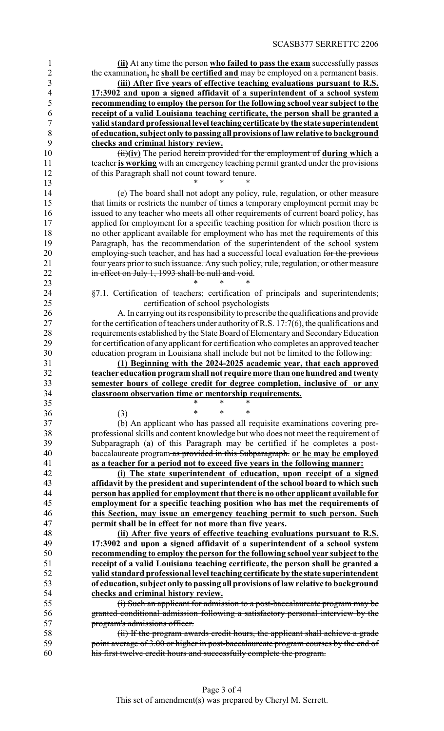**(ii)** At any time the person **who failed to pass the exam** successfully passes the examination**,** he **shall be certified and** may be employed on a permanent basis.

**(iii) After five years of effective teaching evaluations pursuant to R.S. 17:3902 and upon a signed affidavit of a superintendent of a school system recommending to employ the person for the following school year subject to the receipt of a valid Louisiana teaching certificate, the person shall be granted a valid standard professional level teaching certificate by the state superintendent of education, subject only to passing all provisions of law relative to background checks and criminal history review.**

~~(ii)~~**(iv)** The period ~~herein provided for the employment of~~ **during which** a teacher **is working** with an emergency teaching permit granted under the provisions of this Paragraph shall not count toward tenure.

\* \* \*

(e) The board shall not adopt any policy, rule, regulation, or other measure that limits or restricts the number of times a temporary employment permit may be issued to any teacher who meets all other requirements of current board policy, has applied for employment for a specific teaching position for which position there is no other applicant available for employment who has met the requirements of this Paragraph, has the recommendation of the superintendent of the school system employing such teacher, and has had a successful local evaluation ~~for the previous four years prior to such issuance. Any such policy, rule, regulation, or other measure in effect on July 1, 1993 shall be null and void~~.

\* \* \*

§7.1. Certification of teachers; certification of principals and superintendents; certification of school psychologists

A. In carrying out its responsibility to prescribe the qualifications and provide for the certification of teachers under authority of R.S. 17:7(6), the qualifications and requirements established by the State Board of Elementary and Secondary Education for certification of any applicant for certification who completes an approved teacher education program in Louisiana shall include but not be limited to the following:

**(1) Beginning with the 2024-2025 academic year, that each approved teacher education program shall not require more than one hundred and twenty semester hours of college credit for degree completion, inclusive of or any classroom observation time or mentorship requirements.**

\* \* \*

(3) \* \* \*

(b) An applicant who has passed all requisite examinations covering pre-professional skills and content knowledge but who does not meet the requirement of Subparagraph (a) of this Paragraph may be certified if he completes a post-baccalaureate program ~~as provided in this Subparagraph.~~ **or he may be employed as a teacher for a period not to exceed five years in the following manner:**

**(i) The state superintendent of education, upon receipt of a signed affidavit by the president and superintendent of the school board to which such person has applied for employment that there is no other applicant available for employment for a specific teaching position who has met the requirements of this Section, may issue an emergency teaching permit to such person. Such permit shall be in effect for not more than five years.**

**(ii) After five years of effective teaching evaluations pursuant to R.S. 17:3902 and upon a signed affidavit of a superintendent of a school system recommending to employ the person for the following school year subject to the receipt of a valid Louisiana teaching certificate, the person shall be granted a valid standard professional level teaching certificate by the state superintendent of education, subject only to passing all provisions of law relative to background checks and criminal history review.**

~~(i) Such an applicant for admission to a post-baccalaureate program may be granted conditional admission following a satisfactory personal interview by the program's admissions officer.~~

~~(ii) If the program awards credit hours, the applicant shall achieve a grade point average of 3.00 or higher in post-baccalaureate program courses by the end of his first twelve credit hours and successfully complete the program.~~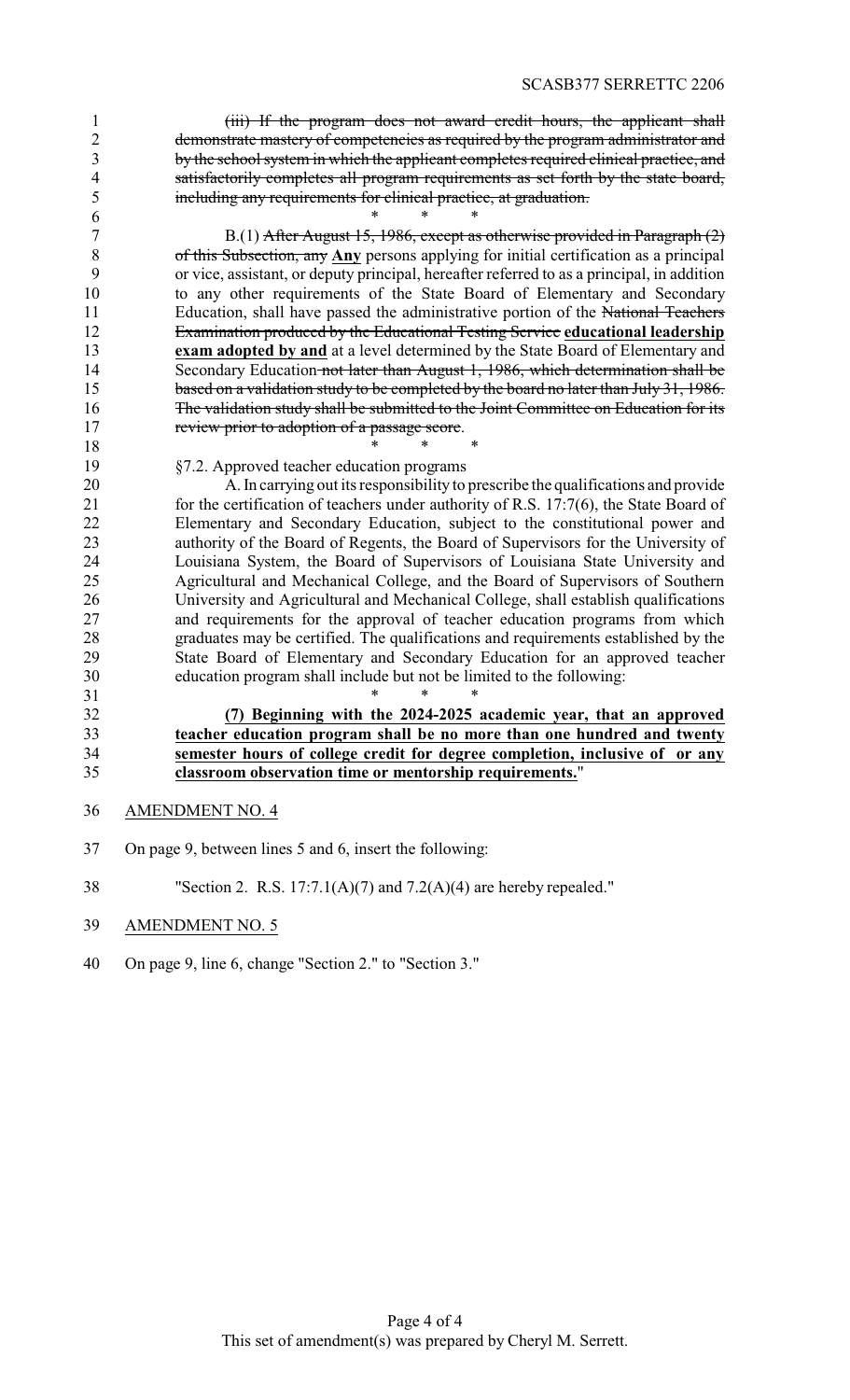~~(iii) If the program does not award credit hours, the applicant shall demonstrate mastery of competencies as required by the program administrator and by the school system in which the applicant completes required clinical practice, and satisfactorily completes all program requirements as set forth by the state board, including any requirements for clinical practice, at graduation.~~

\* \* \*

B.(1) ~~After August 15, 1986, except as otherwise provided in Paragraph (2) of this Subsection, any~~ **Any** persons applying for initial certification as a principal or vice, assistant, or deputy principal, hereafter referred to as a principal, in addition to any other requirements of the State Board of Elementary and Secondary Education, shall have passed the administrative portion of the ~~National Teachers Examination produced by the Educational Testing Service~~ **educational leadership exam adopted by and** at a level determined by the State Board of Elementary and Secondary Education ~~not later than August 1, 1986, which determination shall be based on a validation study to be completed by the board no later than July 31, 1986. The validation study shall be submitted to the Joint Committee on Education for its review prior to adoption of a passage score~~.

\* \* \*

§7.2. Approved teacher education programs

A. In carrying out its responsibility to prescribe the qualifications and provide for the certification of teachers under authority of R.S. 17:7(6), the State Board of Elementary and Secondary Education, subject to the constitutional power and authority of the Board of Regents, the Board of Supervisors for the University of Louisiana System, the Board of Supervisors of Louisiana State University and Agricultural and Mechanical College, and the Board of Supervisors of Southern University and Agricultural and Mechanical College, shall establish qualifications and requirements for the approval of teacher education programs from which graduates may be certified. The qualifications and requirements established by the State Board of Elementary and Secondary Education for an approved teacher education program shall include but not be limited to the following:

\* \* \*

**(7) Beginning with the 2024-2025 academic year, that an approved teacher education program shall be no more than one hundred and twenty semester hours of college credit for degree completion, inclusive of or any classroom observation time or mentorship requirements.**"

AMENDMENT NO. 4

On page 9, between lines 5 and 6, insert the following:

"Section 2. R.S. 17:7.1(A)(7) and 7.2(A)(4) are hereby repealed."

AMENDMENT NO. 5

On page 9, line 6, change "Section 2." to "Section 3."

This set of amendment(s) was prepared by Cheryl M. Serrett.